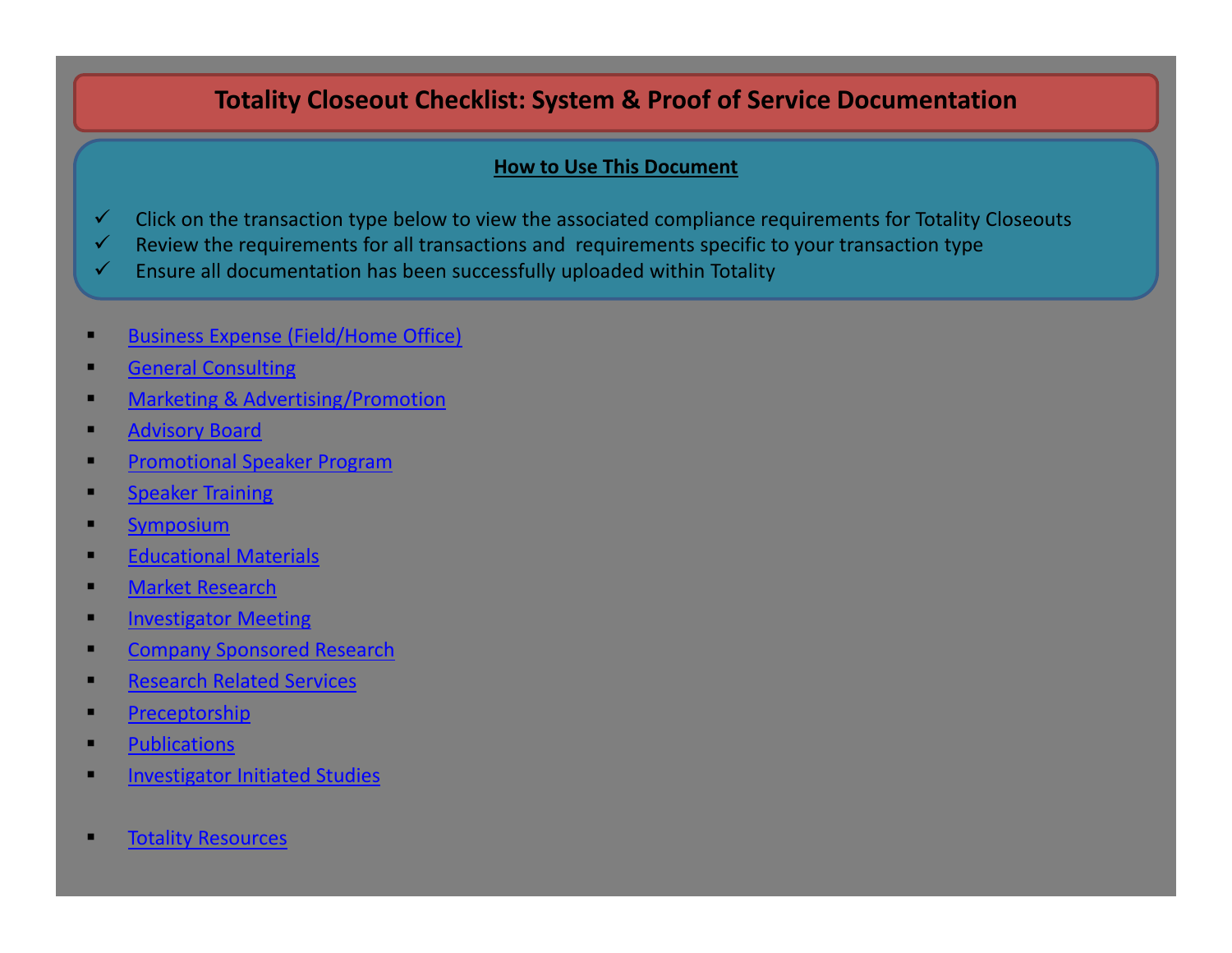# Totality Closeout Checklist: System & Proof of Service Documentation

**How to Use This Document**

- ✓ Click on the transaction type below to view the associated compliance requirements for Totality Closeouts
- ✓ Review the requirements for all transactions and requirements specific to your transaction type
- ✓ Ensure all documentation has been successfully uploaded within Totality

- Business Expense (Field/Home Office)
- General Consulting
- Marketing & Advertising/Promotion
- Advisory Board
- Promotional Speaker Program
- Speaker Training
- Symposium
- Educational Materials
- Market Research
- Investigator Meeting
- Company Sponsored Research
- Research Related Services
- Preceptorship
- Publications
- Investigator Initiated Studies

- Totality Resources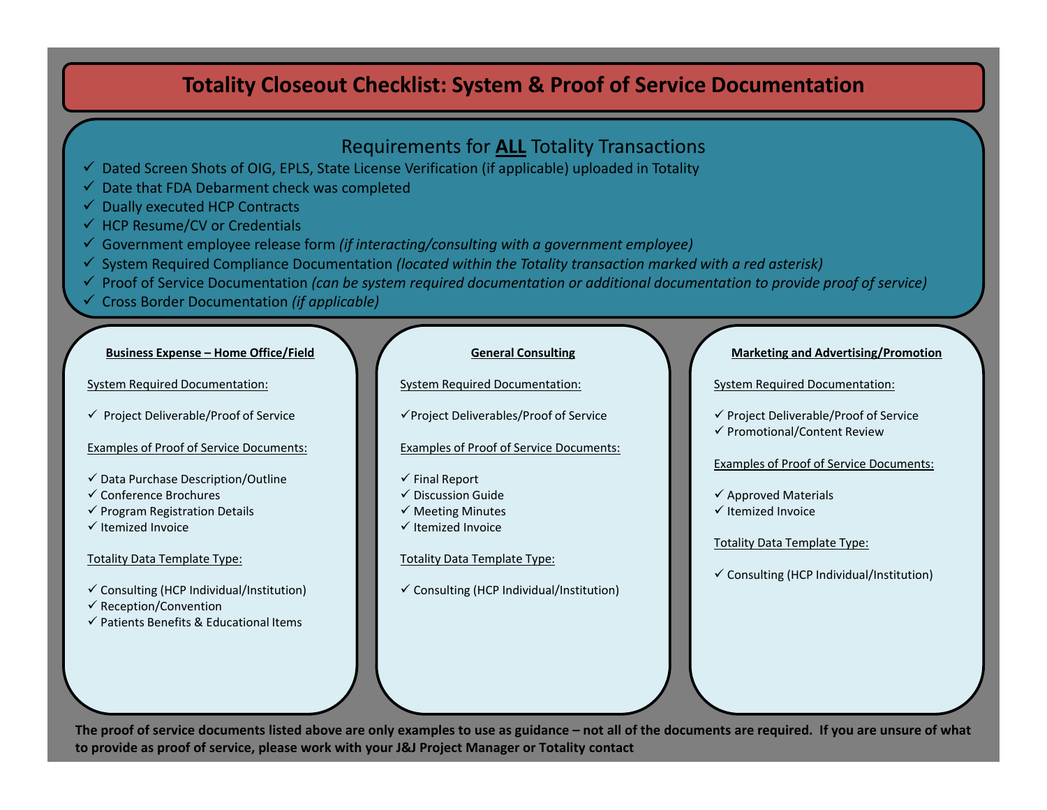# Totality Closeout Checklist: System & Proof of Service Documentation

## Requirements for **ALL** Totality Transactions

- ✓ Dated Screen Shots of OIG, EPLS, State License Verification (if applicable) uploaded in Totality
- ✓ Date that FDA Debarment check was completed
- ✓ Dually executed HCP Contracts
- ✓ HCP Resume/CV or Credentials
- ✓ Government employee release form *(if interacting/consulting with a government employee)*
- ✓ System Required Compliance Documentation *(located within the Totality transaction marked with a red asterisk)*
- ✓ Proof of Service Documentation *(can be system required documentation or additional documentation to provide proof of service)*
- ✓ Cross Border Documentation *(if applicable)*

### Business Expense – Home Office/Field

System Required Documentation:

- ✓ Project Deliverable/Proof of Service

Examples of Proof of Service Documents:

- ✓ Data Purchase Description/Outline
- ✓ Conference Brochures
- ✓ Program Registration Details
- ✓ Itemized Invoice

Totality Data Template Type:

- ✓ Consulting (HCP Individual/Institution)
- ✓ Reception/Convention
- ✓ Patients Benefits & Educational Items

### General Consulting

System Required Documentation:

- ✓ Project Deliverables/Proof of Service

Examples of Proof of Service Documents:

- ✓ Final Report
- ✓ Discussion Guide
- ✓ Meeting Minutes
- ✓ Itemized Invoice

Totality Data Template Type:

- ✓ Consulting (HCP Individual/Institution)

### Marketing and Advertising/Promotion

System Required Documentation:

- ✓ Project Deliverable/Proof of Service
- ✓ Promotional/Content Review

Examples of Proof of Service Documents:

- ✓ Approved Materials
- ✓ Itemized Invoice

Totality Data Template Type:

- ✓ Consulting (HCP Individual/Institution)

**The proof of service documents listed above are only examples to use as guidance – not all of the documents are required. If you are unsure of what to provide as proof of service, please work with your J&J Project Manager or Totality contact**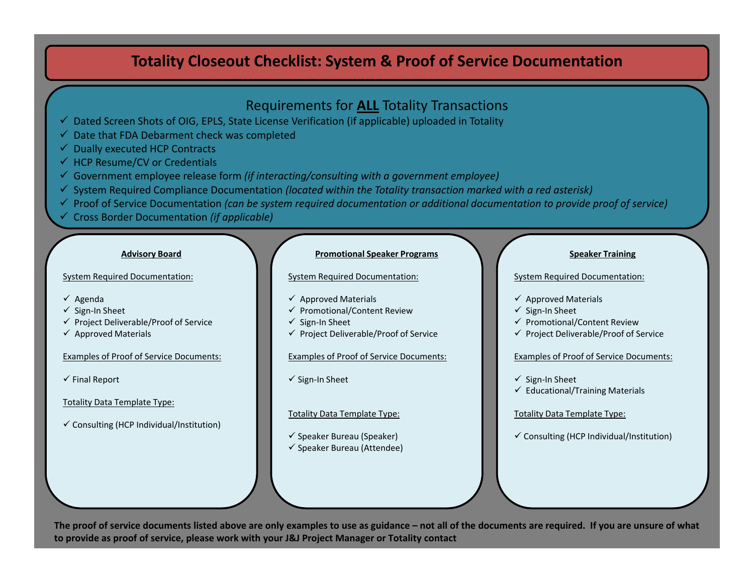# Totality Closeout Checklist: System & Proof of Service Documentation

## Requirements for **ALL** Totality Transactions

- ✓ Dated Screen Shots of OIG, EPLS, State License Verification (if applicable) uploaded in Totality
- ✓ Date that FDA Debarment check was completed
- ✓ Dually executed HCP Contracts
- ✓ HCP Resume/CV or Credentials
- ✓ Government employee release form *(if interacting/consulting with a government employee)*
- ✓ System Required Compliance Documentation *(located within the Totality transaction marked with a red asterisk)*
- ✓ Proof of Service Documentation *(can be system required documentation or additional documentation to provide proof of service)*
- ✓ Cross Border Documentation *(if applicable)*

### Advisory Board

System Required Documentation:

- ✓ Agenda
- ✓ Sign-In Sheet
- ✓ Project Deliverable/Proof of Service
- ✓ Approved Materials

Examples of Proof of Service Documents:

- ✓ Final Report

Totality Data Template Type:

- ✓ Consulting (HCP Individual/Institution)

### Promotional Speaker Programs

System Required Documentation:

- ✓ Approved Materials
- ✓ Promotional/Content Review
- ✓ Sign-In Sheet
- ✓ Project Deliverable/Proof of Service

Examples of Proof of Service Documents:

- ✓ Sign-In Sheet

Totality Data Template Type:

- ✓ Speaker Bureau (Speaker)
- ✓ Speaker Bureau (Attendee)

### Speaker Training

System Required Documentation:

- ✓ Approved Materials
- ✓ Sign-In Sheet
- ✓ Promotional/Content Review
- ✓ Project Deliverable/Proof of Service

Examples of Proof of Service Documents:

- ✓ Sign-In Sheet
- ✓ Educational/Training Materials

Totality Data Template Type:

- ✓ Consulting (HCP Individual/Institution)

**The proof of service documents listed above are only examples to use as guidance – not all of the documents are required. If you are unsure of what to provide as proof of service, please work with your J&J Project Manager or Totality contact**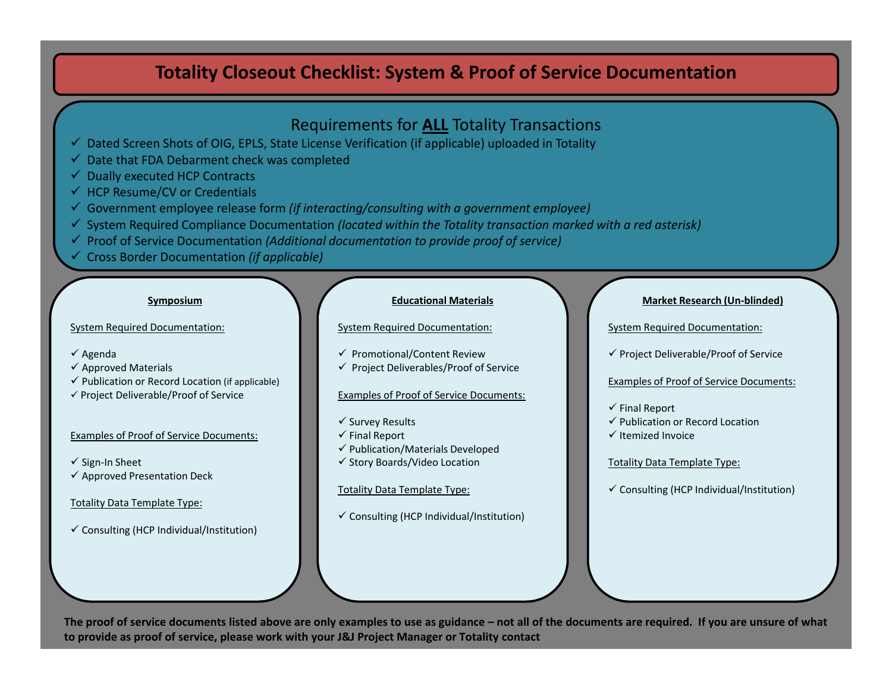# Totality Closeout Checklist: System & Proof of Service Documentation

## Requirements for **ALL** Totality Transactions

- ✓ Dated Screen Shots of OIG, EPLS, State License Verification (if applicable) uploaded in Totality
- ✓ Date that FDA Debarment check was completed
- ✓ Dually executed HCP Contracts
- ✓ HCP Resume/CV or Credentials
- ✓ Government employee release form *(if interacting/consulting with a government employee)*
- ✓ System Required Compliance Documentation *(located within the Totality transaction marked with a red asterisk)*
- ✓ Proof of Service Documentation *(Additional documentation to provide proof of service)*
- ✓ Cross Border Documentation *(if applicable)*

### Symposium

System Required Documentation:

- ✓ Agenda
- ✓ Approved Materials
- ✓ Publication or Record Location (if applicable)
- ✓ Project Deliverable/Proof of Service

Examples of Proof of Service Documents:

- ✓ Sign-In Sheet
- ✓ Approved Presentation Deck

Totality Data Template Type:

- ✓ Consulting (HCP Individual/Institution)

### Educational Materials

System Required Documentation:

- ✓ Promotional/Content Review
- ✓ Project Deliverables/Proof of Service

Examples of Proof of Service Documents:

- ✓ Survey Results
- ✓ Final Report
- ✓ Publication/Materials Developed
- ✓ Story Boards/Video Location

Totality Data Template Type:

- ✓ Consulting (HCP Individual/Institution)

### Market Research (Un-blinded)

System Required Documentation:

- ✓ Project Deliverable/Proof of Service

Examples of Proof of Service Documents:

- ✓ Final Report
- ✓ Publication or Record Location
- ✓ Itemized Invoice

Totality Data Template Type:

- ✓ Consulting (HCP Individual/Institution)

**The proof of service documents listed above are only examples to use as guidance – not all of the documents are required. If you are unsure of what to provide as proof of service, please work with your J&J Project Manager or Totality contact**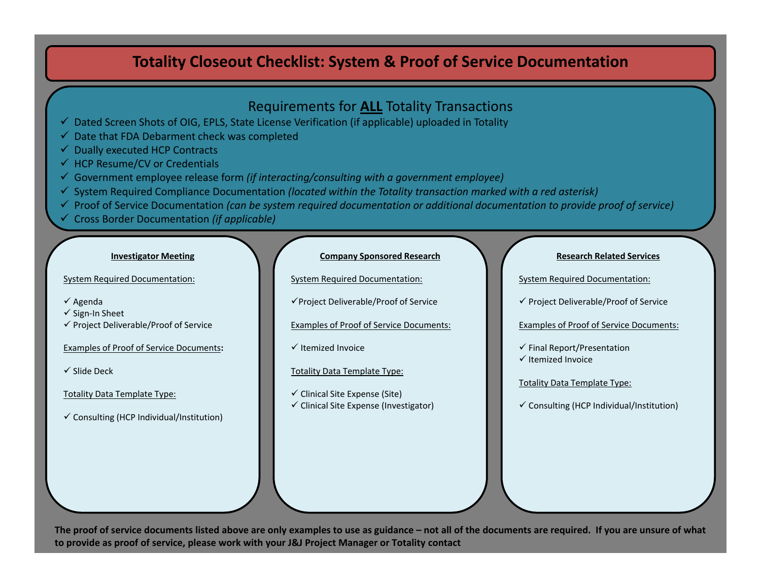# Totality Closeout Checklist: System & Proof of Service Documentation

## Requirements for **ALL** Totality Transactions

- ✓ Dated Screen Shots of OIG, EPLS, State License Verification (if applicable) uploaded in Totality
- ✓ Date that FDA Debarment check was completed
- ✓ Dually executed HCP Contracts
- ✓ HCP Resume/CV or Credentials
- ✓ Government employee release form *(if interacting/consulting with a government employee)*
- ✓ System Required Compliance Documentation *(located within the Totality transaction marked with a red asterisk)*
- ✓ Proof of Service Documentation *(can be system required documentation or additional documentation to provide proof of service)*
- ✓ Cross Border Documentation *(if applicable)*

### Investigator Meeting

System Required Documentation:

- ✓ Agenda
- ✓ Sign-In Sheet
- ✓ Project Deliverable/Proof of Service

Examples of Proof of Service Documents**:**

- ✓ Slide Deck

Totality Data Template Type:

- ✓ Consulting (HCP Individual/Institution)

### Company Sponsored Research

System Required Documentation:

- ✓ Project Deliverable/Proof of Service

Examples of Proof of Service Documents:

- ✓ Itemized Invoice

Totality Data Template Type:

- ✓ Clinical Site Expense (Site)
- ✓ Clinical Site Expense (Investigator)

### Research Related Services

System Required Documentation:

- ✓ Project Deliverable/Proof of Service

Examples of Proof of Service Documents:

- ✓ Final Report/Presentation
- ✓ Itemized Invoice

Totality Data Template Type:

- ✓ Consulting (HCP Individual/Institution)

**The proof of service documents listed above are only examples to use as guidance – not all of the documents are required. If you are unsure of what to provide as proof of service, please work with your J&J Project Manager or Totality contact**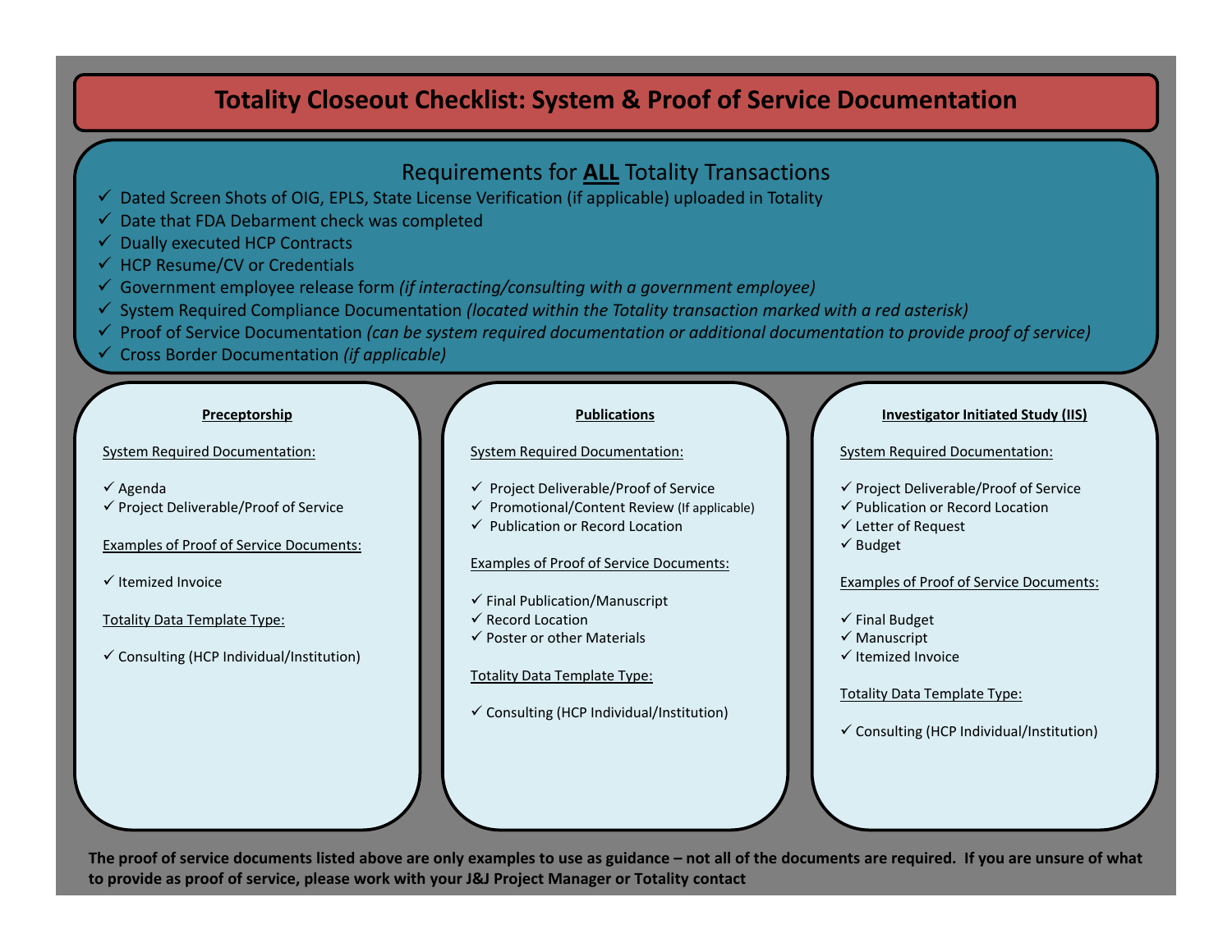# Totality Closeout Checklist: System & Proof of Service Documentation

## Requirements for **ALL** Totality Transactions

- ✓ Dated Screen Shots of OIG, EPLS, State License Verification (if applicable) uploaded in Totality
- ✓ Date that FDA Debarment check was completed
- ✓ Dually executed HCP Contracts
- ✓ HCP Resume/CV or Credentials
- ✓ Government employee release form *(if interacting/consulting with a government employee)*
- ✓ System Required Compliance Documentation *(located within the Totality transaction marked with a red asterisk)*
- ✓ Proof of Service Documentation *(can be system required documentation or additional documentation to provide proof of service)*
- ✓ Cross Border Documentation *(if applicable)*

### Preceptorship

System Required Documentation:

- ✓ Agenda
- ✓ Project Deliverable/Proof of Service

Examples of Proof of Service Documents:

- ✓ Itemized Invoice

Totality Data Template Type:

- ✓ Consulting (HCP Individual/Institution)

### Publications

System Required Documentation:

- ✓ Project Deliverable/Proof of Service
- ✓ Promotional/Content Review (If applicable)
- ✓ Publication or Record Location

Examples of Proof of Service Documents:

- ✓ Final Publication/Manuscript
- ✓ Record Location
- ✓ Poster or other Materials

Totality Data Template Type:

- ✓ Consulting (HCP Individual/Institution)

### Investigator Initiated Study (IIS)

System Required Documentation:

- ✓ Project Deliverable/Proof of Service
- ✓ Publication or Record Location
- ✓ Letter of Request
- ✓ Budget

Examples of Proof of Service Documents:

- ✓ Final Budget
- ✓ Manuscript
- ✓ Itemized Invoice

Totality Data Template Type:

- ✓ Consulting (HCP Individual/Institution)

**The proof of service documents listed above are only examples to use as guidance – not all of the documents are required. If you are unsure of what to provide as proof of service, please work with your J&J Project Manager or Totality contact**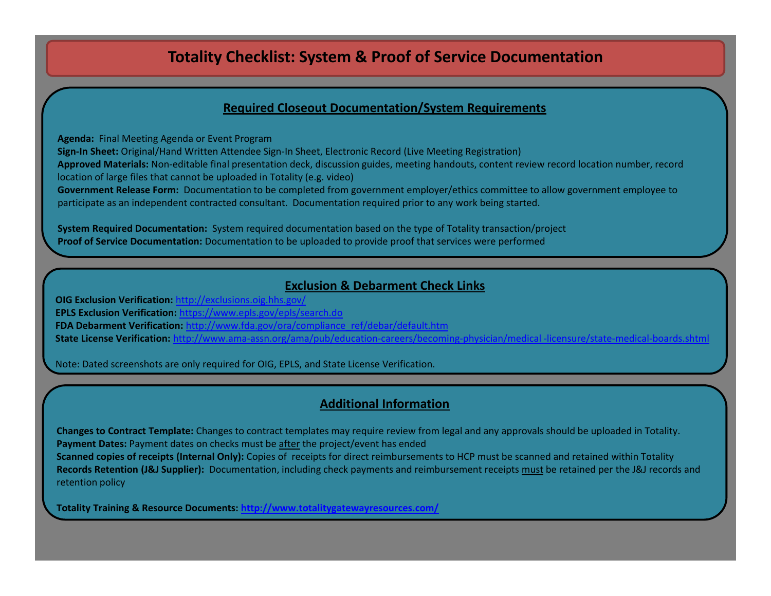# Totality Checklist: System & Proof of Service Documentation

## Required Closeout Documentation/System Requirements

**Agenda:** Final Meeting Agenda or Event Program
**Sign-In Sheet:** Original/Hand Written Attendee Sign-In Sheet, Electronic Record (Live Meeting Registration)
**Approved Materials:** Non-editable final presentation deck, discussion guides, meeting handouts, content review record location number, record location of large files that cannot be uploaded in Totality (e.g. video)
**Government Release Form:** Documentation to be completed from government employer/ethics committee to allow government employee to participate as an independent contracted consultant. Documentation required prior to any work being started.

**System Required Documentation:** System required documentation based on the type of Totality transaction/project
**Proof of Service Documentation:** Documentation to be uploaded to provide proof that services were performed

## Exclusion & Debarment Check Links

**OIG Exclusion Verification:** http://exclusions.oig.hhs.gov/
**EPLS Exclusion Verification:** https://www.epls.gov/epls/search.do
**FDA Debarment Verification:** http://www.fda.gov/ora/compliance_ref/debar/default.htm
**State License Verification:** http://www.ama-assn.org/ama/pub/education-careers/becoming-physician/medical -licensure/state-medical-boards.shtml

Note: Dated screenshots are only required for OIG, EPLS, and State License Verification.

## Additional Information

**Changes to Contract Template:** Changes to contract templates may require review from legal and any approvals should be uploaded in Totality.
**Payment Dates:** Payment dates on checks must be after the project/event has ended
**Scanned copies of receipts (Internal Only):** Copies of receipts for direct reimbursements to HCP must be scanned and retained within Totality
**Records Retention (J&J Supplier):** Documentation, including check payments and reimbursement receipts must be retained per the J&J records and retention policy

**Totality Training & Resource Documents: http://www.totalitygatewayresources.com/**